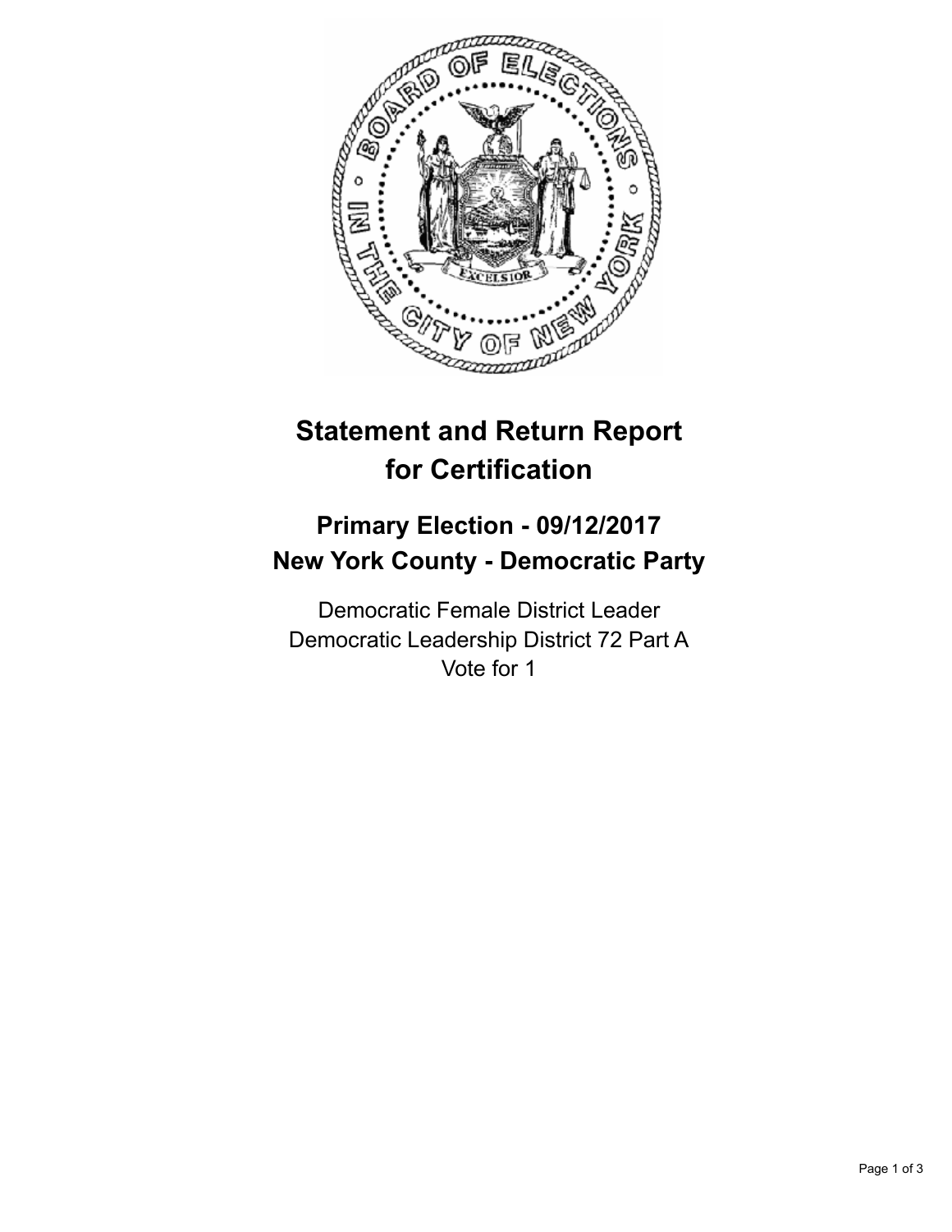# Statement and Return Report for Certification

## Primary Election - 09/12/2017
## New York County - Democratic Party

Democratic Female District Leader
Democratic Leadership District 72 Part A
Vote for 1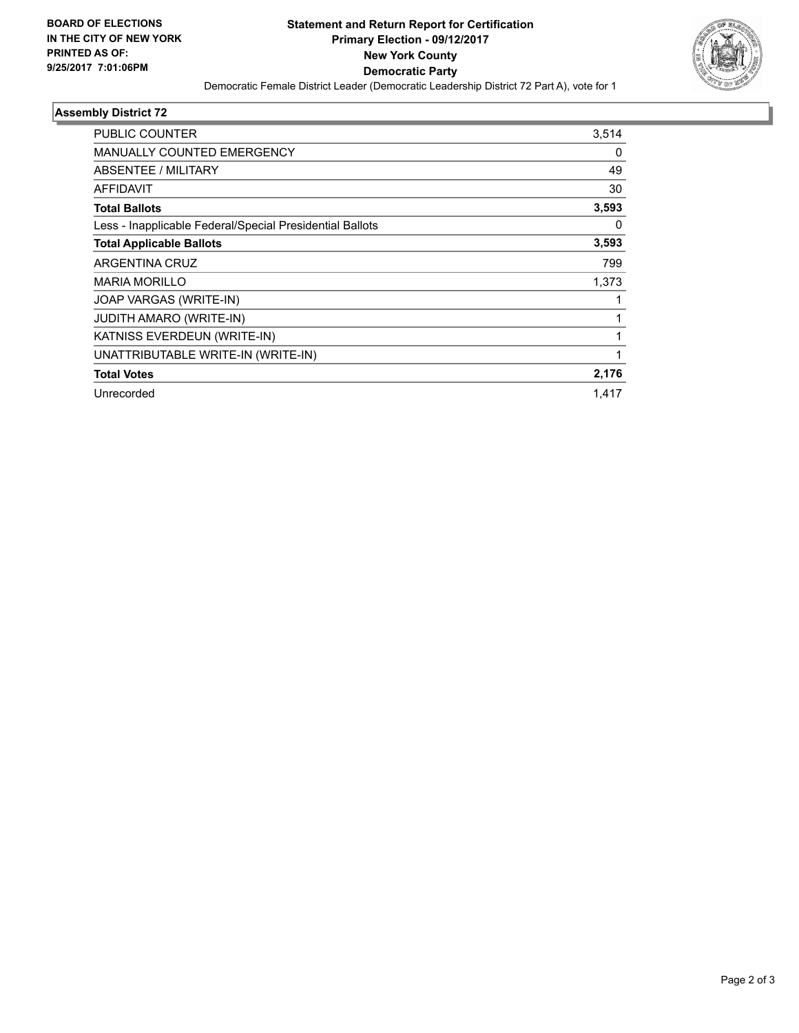**BOARD OF ELECTIONS IN THE CITY OF NEW YORK PRINTED AS OF: 9/25/2017 7:01:06PM**

# Statement and Return Report for Certification
## Primary Election - 09/12/2017
## New York County
## Democratic Party

Democratic Female District Leader (Democratic Leadership District 72 Part A), vote for 1

### Assembly District 72

| | |
|---|---|
| PUBLIC COUNTER | 3,514 |
| MANUALLY COUNTED EMERGENCY | 0 |
| ABSENTEE / MILITARY | 49 |
| AFFIDAVIT | 30 |
| **Total Ballots** | **3,593** |
| Less - Inapplicable Federal/Special Presidential Ballots | 0 |
| **Total Applicable Ballots** | **3,593** |
| ARGENTINA CRUZ | 799 |
| MARIA MORILLO | 1,373 |
| JOAP VARGAS (WRITE-IN) | 1 |
| JUDITH AMARO (WRITE-IN) | 1 |
| KATNISS EVERDEUN (WRITE-IN) | 1 |
| UNATTRIBUTABLE WRITE-IN (WRITE-IN) | 1 |
| **Total Votes** | **2,176** |
| Unrecorded | 1,417 |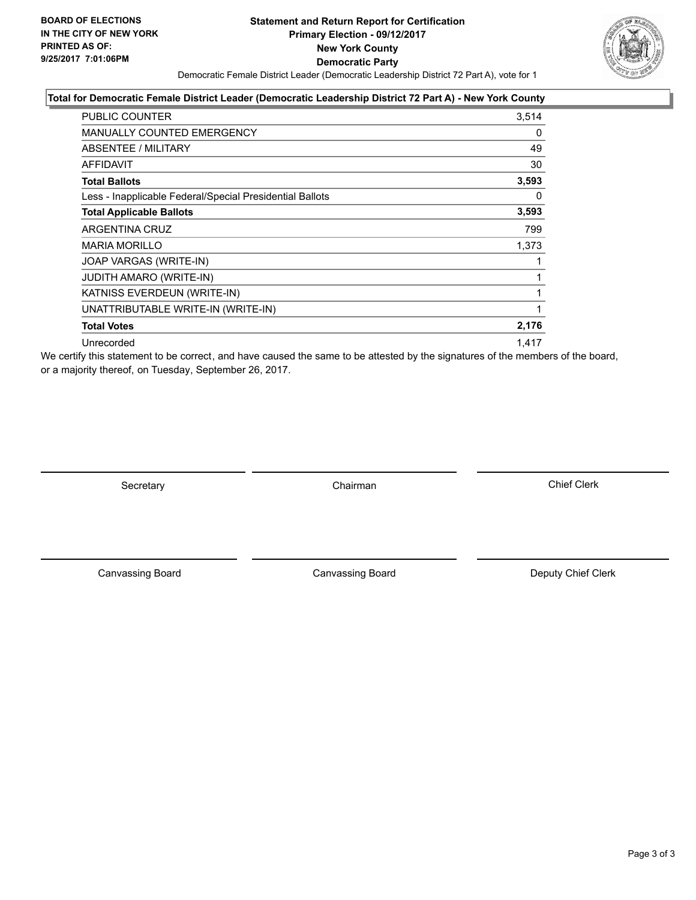**BOARD OF ELECTIONS IN THE CITY OF NEW YORK PRINTED AS OF: 9/25/2017 7:01:06PM**

**Statement and Return Report for Certification**
**Primary Election - 09/12/2017**
**New York County**
**Democratic Party**

Democratic Female District Leader (Democratic Leadership District 72 Part A), vote for 1

**Total for Democratic Female District Leader (Democratic Leadership District 72 Part A) - New York County**

| | |
|---|---|
| PUBLIC COUNTER | 3,514 |
| MANUALLY COUNTED EMERGENCY | 0 |
| ABSENTEE / MILITARY | 49 |
| AFFIDAVIT | 30 |
| **Total Ballots** | **3,593** |
| Less - Inapplicable Federal/Special Presidential Ballots | 0 |
| **Total Applicable Ballots** | **3,593** |
| ARGENTINA CRUZ | 799 |
| MARIA MORILLO | 1,373 |
| JOAP VARGAS (WRITE-IN) | 1 |
| JUDITH AMARO (WRITE-IN) | 1 |
| KATNISS EVERDEUN (WRITE-IN) | 1 |
| UNATTRIBUTABLE WRITE-IN (WRITE-IN) | 1 |
| **Total Votes** | **2,176** |
| Unrecorded | 1,417 |

We certify this statement to be correct, and have caused the same to be attested by the signatures of the members of the board, or a majority thereof, on Tuesday, September 26, 2017.

Secretary

Chairman

Chief Clerk

Canvassing Board

Canvassing Board

Deputy Chief Clerk